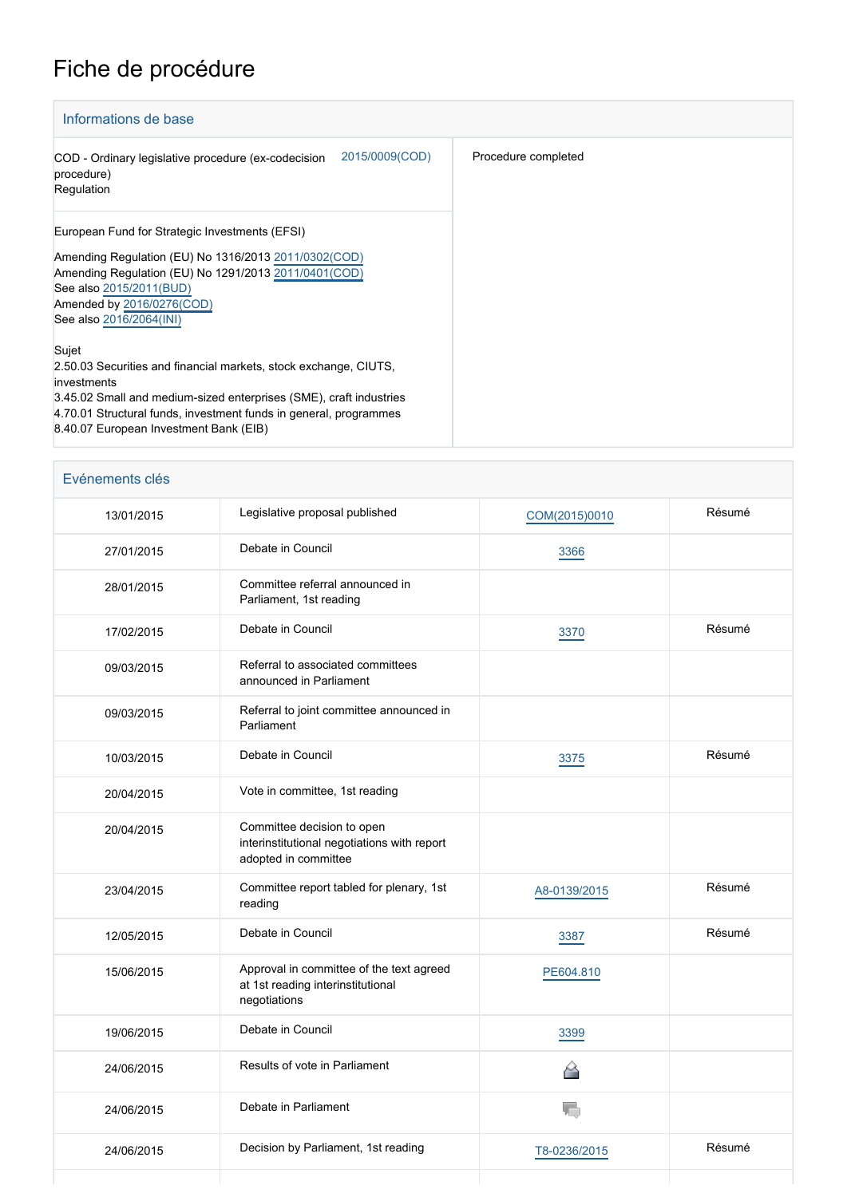# Fiche de procédure

## Informations de base

| | |
|---|---|
| COD - Ordinary legislative procedure (ex-codecision procedure)<br>Regulation 2015/0009(COD) | Procedure completed |
| European Fund for Strategic Investments (EFSI)<br><br>Amending Regulation (EU) No 1316/2013 2011/0302(COD)<br>Amending Regulation (EU) No 1291/2013 2011/0401(COD)<br>See also 2015/2011(BUD)<br>Amended by 2016/0276(COD)<br>See also 2016/2064(INI)<br><br>Sujet<br>2.50.03 Securities and financial markets, stock exchange, CIUTS, investments<br>3.45.02 Small and medium-sized enterprises (SME), craft industries<br>4.70.01 Structural funds, investment funds in general, programmes<br>8.40.07 European Investment Bank (EIB) | |

## Evénements clés

| | | | |
|---|---|---|---|
| 13/01/2015 | Legislative proposal published | COM(2015)0010 | Résumé |
| 27/01/2015 | Debate in Council | 3366 | |
| 28/01/2015 | Committee referral announced in Parliament, 1st reading | | |
| 17/02/2015 | Debate in Council | 3370 | Résumé |
| 09/03/2015 | Referral to associated committees announced in Parliament | | |
| 09/03/2015 | Referral to joint committee announced in Parliament | | |
| 10/03/2015 | Debate in Council | 3375 | Résumé |
| 20/04/2015 | Vote in committee, 1st reading | | |
| 20/04/2015 | Committee decision to open interinstitutional negotiations with report adopted in committee | | |
| 23/04/2015 | Committee report tabled for plenary, 1st reading | A8-0139/2015 | Résumé |
| 12/05/2015 | Debate in Council | 3387 | Résumé |
| 15/06/2015 | Approval in committee of the text agreed at 1st reading interinstitutional negotiations | PE604.810 | |
| 19/06/2015 | Debate in Council | 3399 | |
| 24/06/2015 | Results of vote in Parliament | | |
| 24/06/2015 | Debate in Parliament | | |
| 24/06/2015 | Decision by Parliament, 1st reading | T8-0236/2015 | Résumé |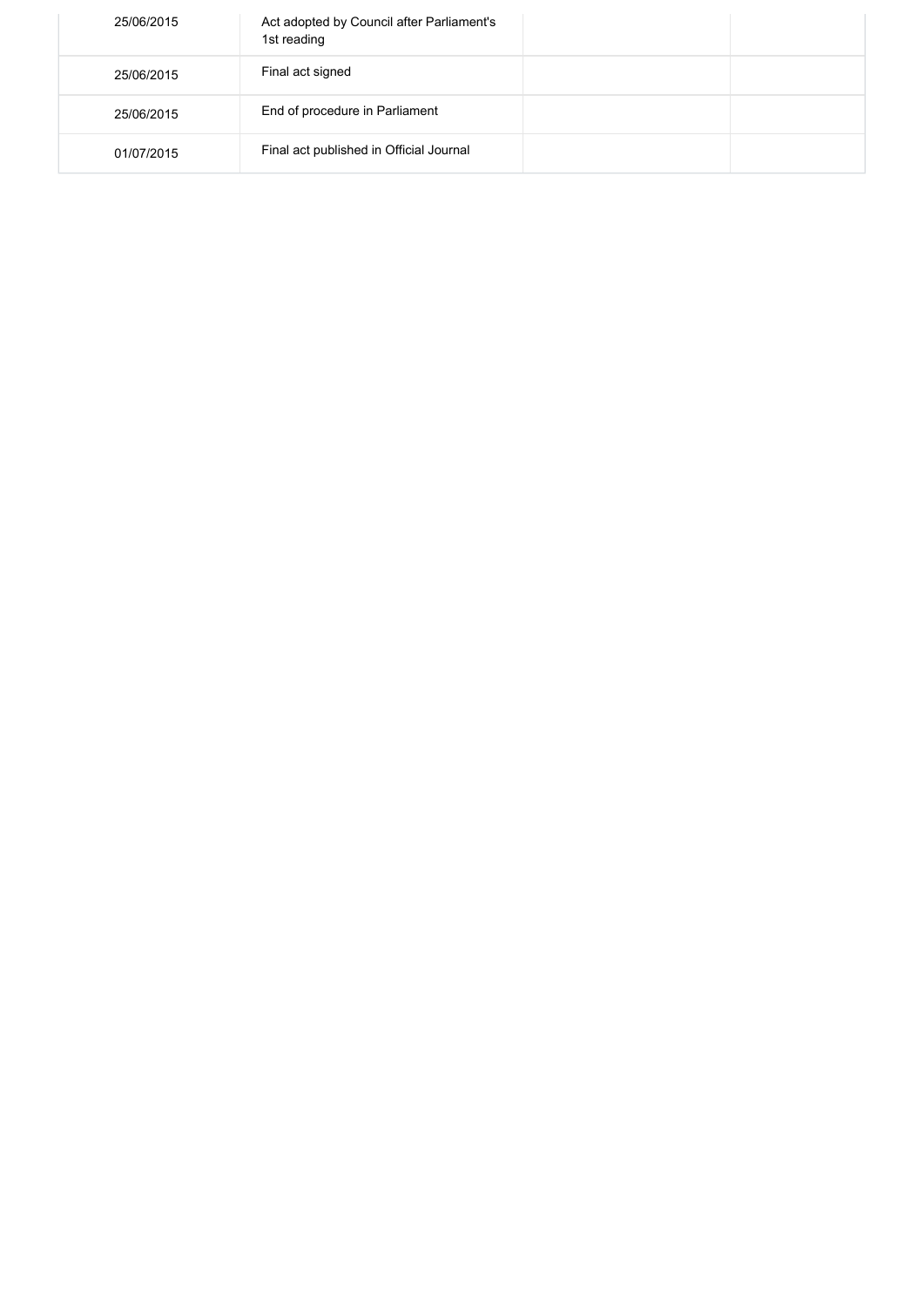| | | | |
|---|---|---|---|
| 25/06/2015 | Act adopted by Council after Parliament's 1st reading | | |
| 25/06/2015 | Final act signed | | |
| 25/06/2015 | End of procedure in Parliament | | |
| 01/07/2015 | Final act published in Official Journal | | |